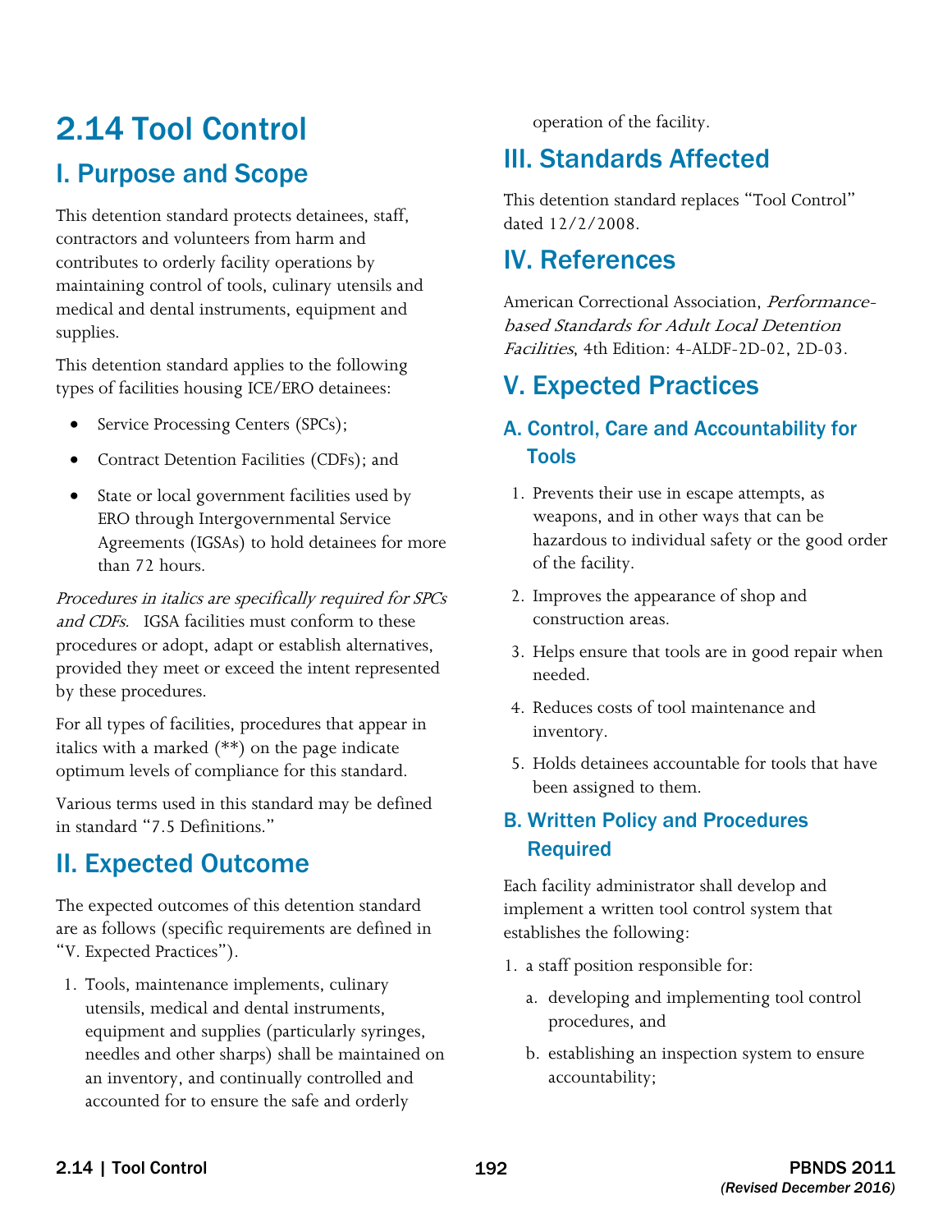# 2.14 Tool Control

## I. Purpose and Scope

This detention standard protects detainees, staff, contractors and volunteers from harm and contributes to orderly facility operations by maintaining control of tools, culinary utensils and medical and dental instruments, equipment and supplies.

This detention standard applies to the following types of facilities housing ICE/ERO detainees:

- Service Processing Centers (SPCs);
- Contract Detention Facilities (CDFs); and
- State or local government facilities used by ERO through Intergovernmental Service Agreements (IGSAs) to hold detainees for more than 72 hours.

*Procedures in italics are specifically required for SPCs and CDFs.* IGSA facilities must conform to these procedures or adopt, adapt or establish alternatives, provided they meet or exceed the intent represented by these procedures.

For all types of facilities, procedures that appear in italics with a marked (**) on the page indicate optimum levels of compliance for this standard.

Various terms used in this standard may be defined in standard "7.5 Definitions."

## II. Expected Outcome

The expected outcomes of this detention standard are as follows (specific requirements are defined in "V. Expected Practices").

1. Tools, maintenance implements, culinary utensils, medical and dental instruments, equipment and supplies (particularly syringes, needles and other sharps) shall be maintained on an inventory, and continually controlled and accounted for to ensure the safe and orderly operation of the facility.

## III. Standards Affected

This detention standard replaces "Tool Control" dated 12/2/2008.

## IV. References

American Correctional Association, *Performance-based Standards for Adult Local Detention Facilities*, 4th Edition: 4-ALDF-2D-02, 2D-03.

## V. Expected Practices

### A. Control, Care and Accountability for Tools

1. Prevents their use in escape attempts, as weapons, and in other ways that can be hazardous to individual safety or the good order of the facility.
2. Improves the appearance of shop and construction areas.
3. Helps ensure that tools are in good repair when needed.
4. Reduces costs of tool maintenance and inventory.
5. Holds detainees accountable for tools that have been assigned to them.

### B. Written Policy and Procedures Required

Each facility administrator shall develop and implement a written tool control system that establishes the following:

1. a staff position responsible for:
   a. developing and implementing tool control procedures, and
   b. establishing an inspection system to ensure accountability;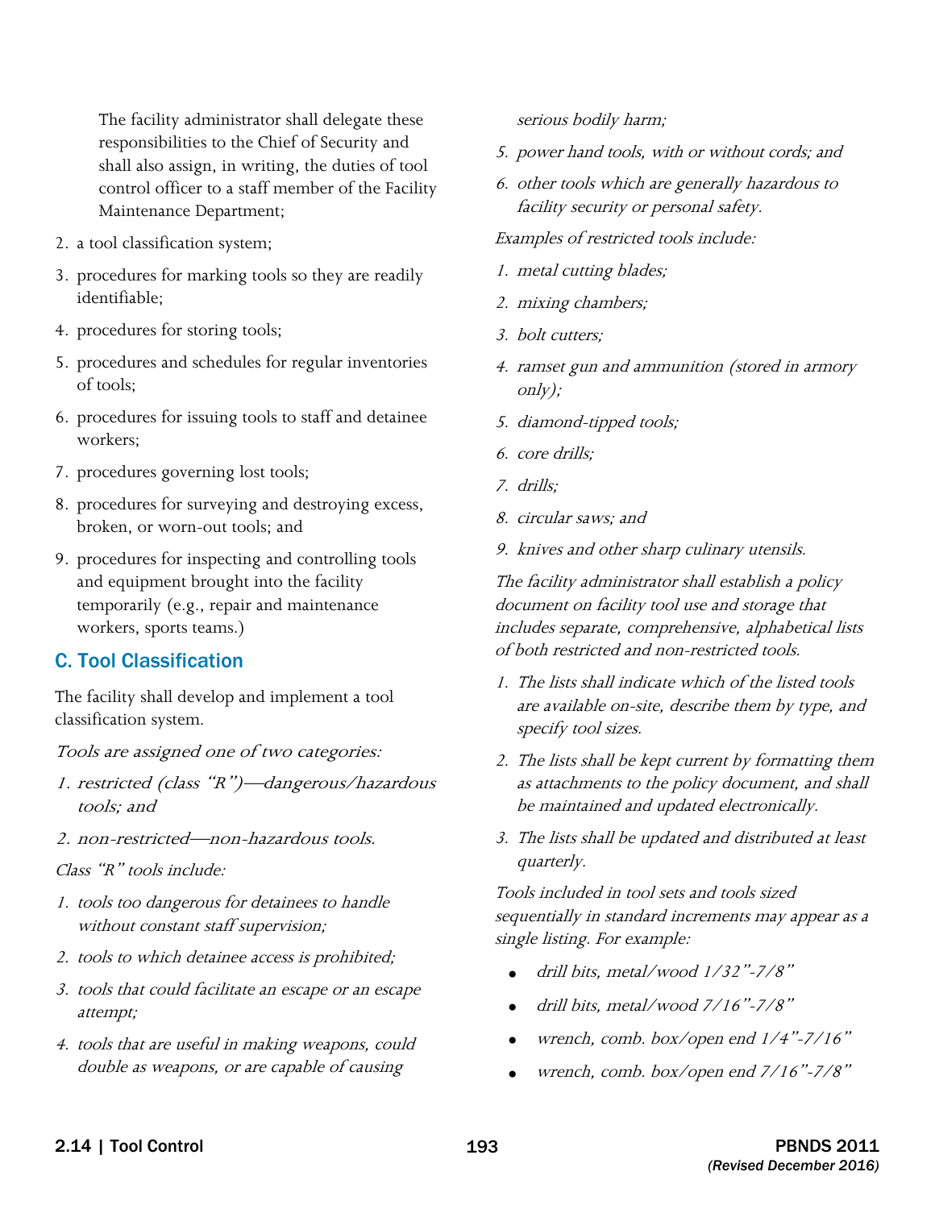The facility administrator shall delegate these responsibilities to the Chief of Security and shall also assign, in writing, the duties of tool control officer to a staff member of the Facility Maintenance Department;

2. a tool classification system;
3. procedures for marking tools so they are readily identifiable;
4. procedures for storing tools;
5. procedures and schedules for regular inventories of tools;
6. procedures for issuing tools to staff and detainee workers;
7. procedures governing lost tools;
8. procedures for surveying and destroying excess, broken, or worn-out tools; and
9. procedures for inspecting and controlling tools and equipment brought into the facility temporarily (e.g., repair and maintenance workers, sports teams.)

## C. Tool Classification

The facility shall develop and implement a tool classification system.

*Tools are assigned one of two categories:*

1. *restricted (class "R")—dangerous/hazardous tools; and*
2. *non-restricted—non-hazardous tools.*

*Class "R" tools include:*

1. *tools too dangerous for detainees to handle without constant staff supervision;*
2. *tools to which detainee access is prohibited;*
3. *tools that could facilitate an escape or an escape attempt;*
4. *tools that are useful in making weapons, could double as weapons, or are capable of causing serious bodily harm;*
5. *power hand tools, with or without cords; and*
6. *other tools which are generally hazardous to facility security or personal safety.*

*Examples of restricted tools include:*

1. *metal cutting blades;*
2. *mixing chambers;*
3. *bolt cutters;*
4. *ramset gun and ammunition (stored in armory only);*
5. *diamond-tipped tools;*
6. *core drills;*
7. *drills;*
8. *circular saws; and*
9. *knives and other sharp culinary utensils.*

*The facility administrator shall establish a policy document on facility tool use and storage that includes separate, comprehensive, alphabetical lists of both restricted and non-restricted tools.*

1. *The lists shall indicate which of the listed tools are available on-site, describe them by type, and specify tool sizes.*
2. *The lists shall be kept current by formatting them as attachments to the policy document, and shall be maintained and updated electronically.*
3. *The lists shall be updated and distributed at least quarterly.*

*Tools included in tool sets and tools sized sequentially in standard increments may appear as a single listing. For example:*

- *drill bits, metal/wood 1/32"-7/8"*
- *drill bits, metal/wood 7/16"-7/8"*
- *wrench, comb. box/open end 1/4"-7/16"*
- *wrench, comb. box/open end 7/16"-7/8"*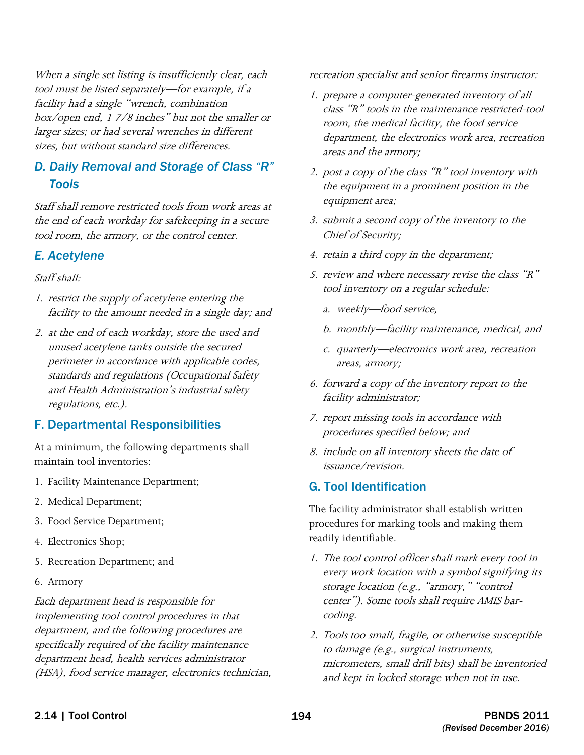*When a single set listing is insufficiently clear, each tool must be listed separately—for example, if a facility had a single "wrench, combination box/open end, 1 7/8 inches" but not the smaller or larger sizes; or had several wrenches in different sizes, but without standard size differences.*

## *D. Daily Removal and Storage of Class "R" Tools*

*Staff shall remove restricted tools from work areas at the end of each workday for safekeeping in a secure tool room, the armory, or the control center.*

## *E. Acetylene*

*Staff shall:*

1. *restrict the supply of acetylene entering the facility to the amount needed in a single day; and*
2. *at the end of each workday, store the used and unused acetylene tanks outside the secured perimeter in accordance with applicable codes, standards and regulations (Occupational Safety and Health Administration's industrial safety regulations, etc.).*

## F. Departmental Responsibilities

At a minimum, the following departments shall maintain tool inventories:

1. Facility Maintenance Department;
2. Medical Department;
3. Food Service Department;
4. Electronics Shop;
5. Recreation Department; and
6. Armory

*Each department head is responsible for implementing tool control procedures in that department, and the following procedures are specifically required of the facility maintenance department head, health services administrator (HSA), food service manager, electronics technician, recreation specialist and senior firearms instructor:*

1. *prepare a computer-generated inventory of all class "R" tools in the maintenance restricted-tool room, the medical facility, the food service department, the electronics work area, recreation areas and the armory;*
2. *post a copy of the class "R" tool inventory with the equipment in a prominent position in the equipment area;*
3. *submit a second copy of the inventory to the Chief of Security;*
4. *retain a third copy in the department;*
5. *review and where necessary revise the class "R" tool inventory on a regular schedule:*
   a. *weekly—food service,*
   b. *monthly—facility maintenance, medical, and*
   c. *quarterly—electronics work area, recreation areas, armory;*
6. *forward a copy of the inventory report to the facility administrator;*
7. *report missing tools in accordance with procedures specified below; and*
8. *include on all inventory sheets the date of issuance/revision.*

## G. Tool Identification

The facility administrator shall establish written procedures for marking tools and making them readily identifiable.

1. *The tool control officer shall mark every tool in every work location with a symbol signifying its storage location (e.g., "armory," "control center"). Some tools shall require AMIS bar-coding.*
2. *Tools too small, fragile, or otherwise susceptible to damage (e.g., surgical instruments, micrometers, small drill bits) shall be inventoried and kept in locked storage when not in use.*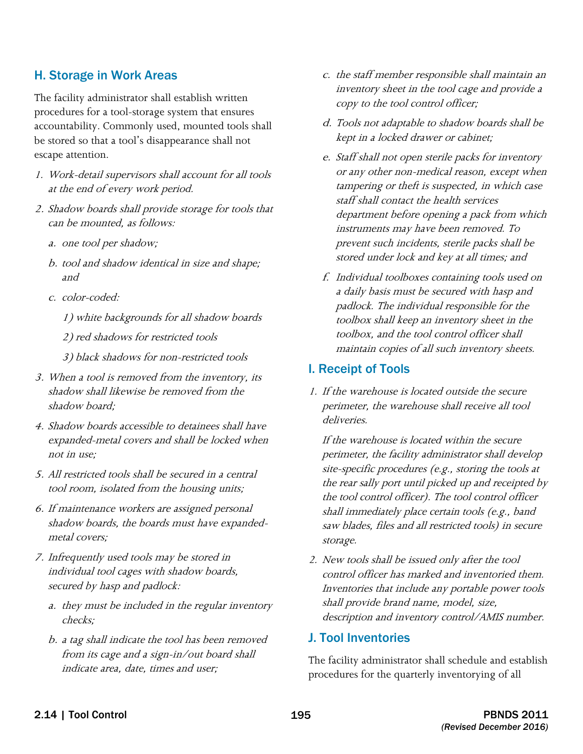## H. Storage in Work Areas

The facility administrator shall establish written procedures for a tool-storage system that ensures accountability. Commonly used, mounted tools shall be stored so that a tool's disappearance shall not escape attention.

1. *Work-detail supervisors shall account for all tools at the end of every work period.*
2. *Shadow boards shall provide storage for tools that can be mounted, as follows:*
   a. *one tool per shadow;*
   b. *tool and shadow identical in size and shape; and*
   c. *color-coded:*
      1) *white backgrounds for all shadow boards*
      2) *red shadows for restricted tools*
      3) *black shadows for non-restricted tools*
3. *When a tool is removed from the inventory, its shadow shall likewise be removed from the shadow board;*
4. *Shadow boards accessible to detainees shall have expanded-metal covers and shall be locked when not in use;*
5. *All restricted tools shall be secured in a central tool room, isolated from the housing units;*
6. *If maintenance workers are assigned personal shadow boards, the boards must have expanded-metal covers;*
7. *Infrequently used tools may be stored in individual tool cages with shadow boards, secured by hasp and padlock:*
   a. *they must be included in the regular inventory checks;*
   b. *a tag shall indicate the tool has been removed from its cage and a sign-in/out board shall indicate area, date, times and user;*
   c. *the staff member responsible shall maintain an inventory sheet in the tool cage and provide a copy to the tool control officer;*
   d. *Tools not adaptable to shadow boards shall be kept in a locked drawer or cabinet;*
   e. *Staff shall not open sterile packs for inventory or any other non-medical reason, except when tampering or theft is suspected, in which case staff shall contact the health services department before opening a pack from which instruments may have been removed. To prevent such incidents, sterile packs shall be stored under lock and key at all times; and*
   f. *Individual toolboxes containing tools used on a daily basis must be secured with hasp and padlock. The individual responsible for the toolbox shall keep an inventory sheet in the toolbox, and the tool control officer shall maintain copies of all such inventory sheets.*

## I. Receipt of Tools

1. *If the warehouse is located outside the secure perimeter, the warehouse shall receive all tool deliveries.*

   *If the warehouse is located within the secure perimeter, the facility administrator shall develop site-specific procedures (e.g., storing the tools at the rear sally port until picked up and receipted by the tool control officer). The tool control officer shall immediately place certain tools (e.g., band saw blades, files and all restricted tools) in secure storage.*
2. *New tools shall be issued only after the tool control officer has marked and inventoried them. Inventories that include any portable power tools shall provide brand name, model, size, description and inventory control/AMIS number.*

## J. Tool Inventories

The facility administrator shall schedule and establish procedures for the quarterly inventorying of all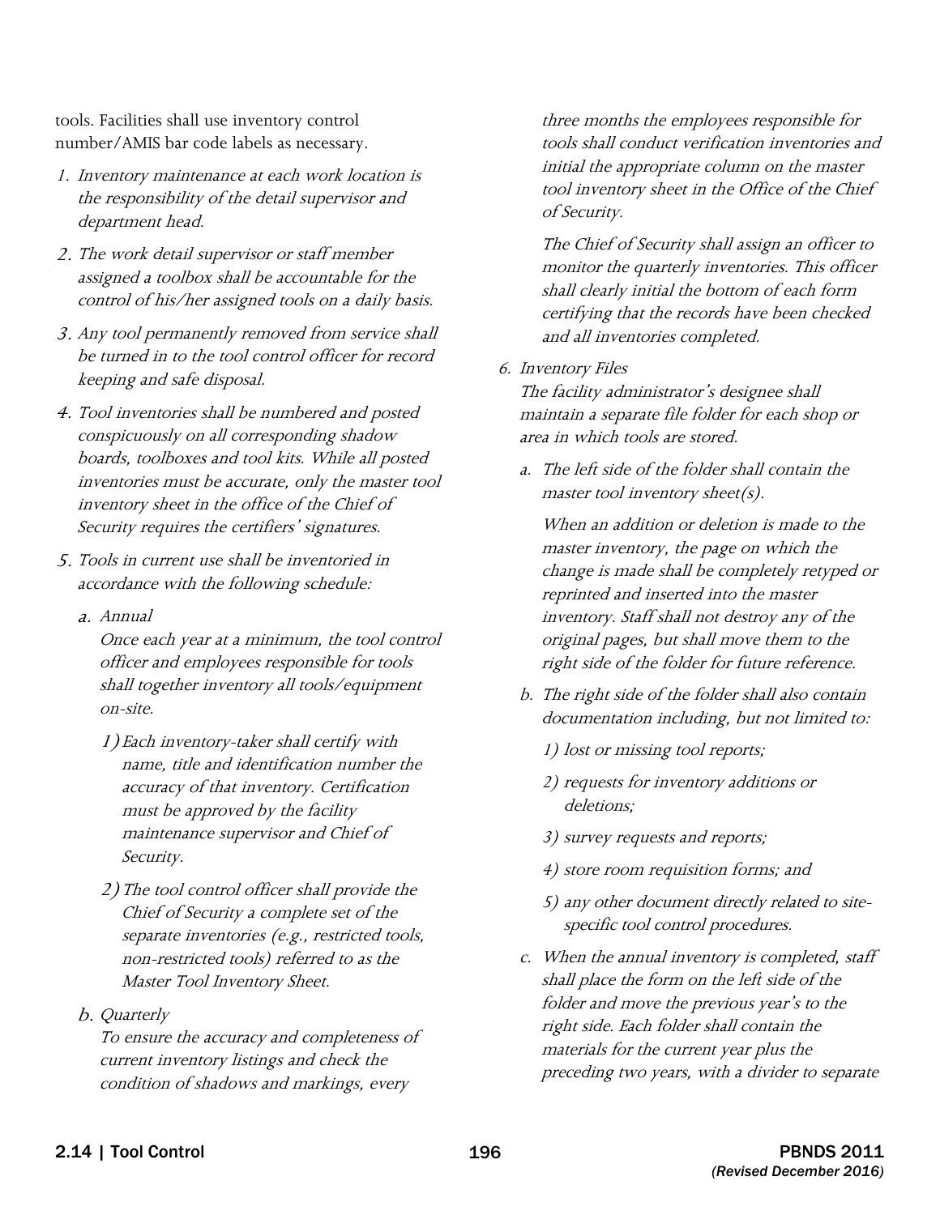tools. Facilities shall use inventory control number/AMIS bar code labels as necessary.

1. *Inventory maintenance at each work location is the responsibility of the detail supervisor and department head.*

2. *The work detail supervisor or staff member assigned a toolbox shall be accountable for the control of his/her assigned tools on a daily basis.*

3. *Any tool permanently removed from service shall be turned in to the tool control officer for record keeping and safe disposal.*

4. *Tool inventories shall be numbered and posted conspicuously on all corresponding shadow boards, toolboxes and tool kits. While all posted inventories must be accurate, only the master tool inventory sheet in the office of the Chief of Security requires the certifiers' signatures.*

5. *Tools in current use shall be inventoried in accordance with the following schedule:*

   a. *Annual*
   *Once each year at a minimum, the tool control officer and employees responsible for tools shall together inventory all tools/equipment on-site.*

      1) *Each inventory-taker shall certify with name, title and identification number the accuracy of that inventory. Certification must be approved by the facility maintenance supervisor and Chief of Security.*

      2) *The tool control officer shall provide the Chief of Security a complete set of the separate inventories (e.g., restricted tools, non-restricted tools) referred to as the Master Tool Inventory Sheet.*

   b. *Quarterly*
   *To ensure the accuracy and completeness of current inventory listings and check the condition of shadows and markings, every three months the employees responsible for tools shall conduct verification inventories and initial the appropriate column on the master tool inventory sheet in the Office of the Chief of Security.*

   *The Chief of Security shall assign an officer to monitor the quarterly inventories. This officer shall clearly initial the bottom of each form certifying that the records have been checked and all inventories completed.*

6. *Inventory Files*
*The facility administrator's designee shall maintain a separate file folder for each shop or area in which tools are stored.*

   a. *The left side of the folder shall contain the master tool inventory sheet(s).*

   *When an addition or deletion is made to the master inventory, the page on which the change is made shall be completely retyped or reprinted and inserted into the master inventory. Staff shall not destroy any of the original pages, but shall move them to the right side of the folder for future reference.*

   b. *The right side of the folder shall also contain documentation including, but not limited to:*

      1) *lost or missing tool reports;*

      2) *requests for inventory additions or deletions;*

      3) *survey requests and reports;*

      4) *store room requisition forms; and*

      5) *any other document directly related to site-specific tool control procedures.*

   c. *When the annual inventory is completed, staff shall place the form on the left side of the folder and move the previous year's to the right side. Each folder shall contain the materials for the current year plus the preceding two years, with a divider to separate*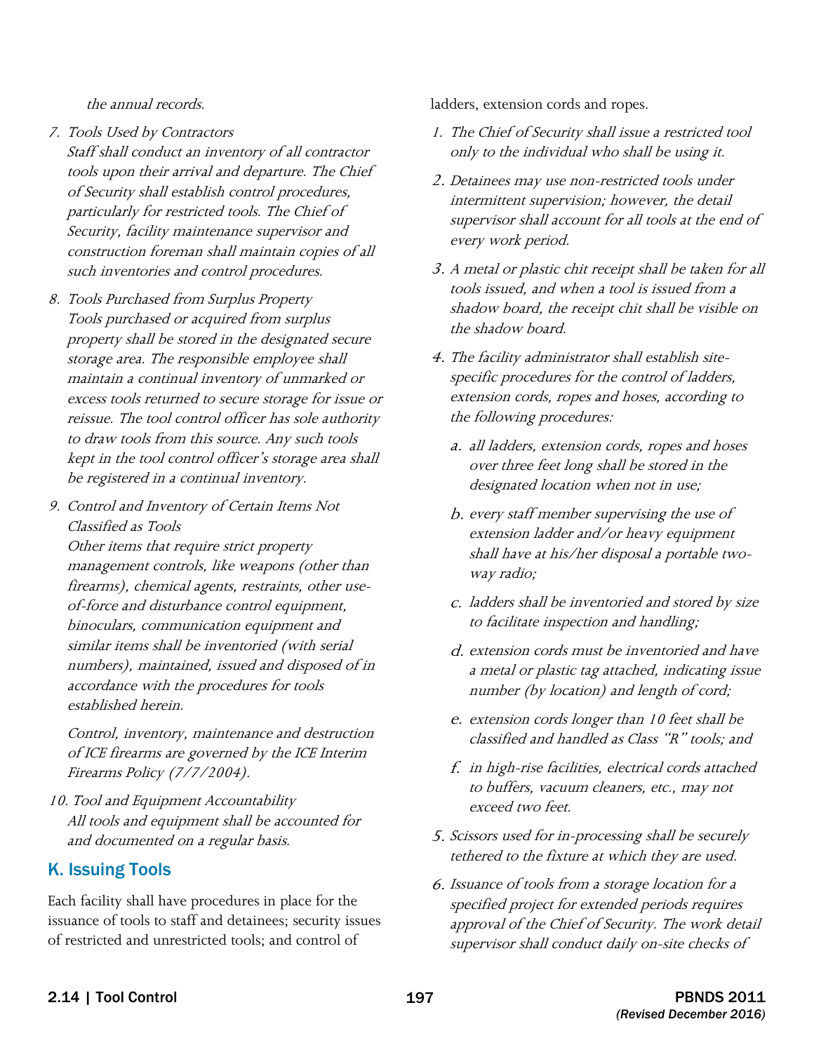*the annual records.*

7. *Tools Used by Contractors*
   *Staff shall conduct an inventory of all contractor tools upon their arrival and departure. The Chief of Security shall establish control procedures, particularly for restricted tools. The Chief of Security, facility maintenance supervisor and construction foreman shall maintain copies of all such inventories and control procedures.*

8. *Tools Purchased from Surplus Property*
   *Tools purchased or acquired from surplus property shall be stored in the designated secure storage area. The responsible employee shall maintain a continual inventory of unmarked or excess tools returned to secure storage for issue or reissue. The tool control officer has sole authority to draw tools from this source. Any such tools kept in the tool control officer's storage area shall be registered in a continual inventory.*

9. *Control and Inventory of Certain Items Not Classified as Tools*
   *Other items that require strict property management controls, like weapons (other than firearms), chemical agents, restraints, other use-of-force and disturbance control equipment, binoculars, communication equipment and similar items shall be inventoried (with serial numbers), maintained, issued and disposed of in accordance with the procedures for tools established herein.*

   *Control, inventory, maintenance and destruction of ICE firearms are governed by the ICE Interim Firearms Policy (7/7/2004).*

10. *Tool and Equipment Accountability*
    *All tools and equipment shall be accounted for and documented on a regular basis.*

## K. Issuing Tools

Each facility shall have procedures in place for the issuance of tools to staff and detainees; security issues of restricted and unrestricted tools; and control of ladders, extension cords and ropes.

1. *The Chief of Security shall issue a restricted tool only to the individual who shall be using it.*

2. *Detainees may use non-restricted tools under intermittent supervision; however, the detail supervisor shall account for all tools at the end of every work period.*

3. *A metal or plastic chit receipt shall be taken for all tools issued, and when a tool is issued from a shadow board, the receipt chit shall be visible on the shadow board.*

4. *The facility administrator shall establish site-specific procedures for the control of ladders, extension cords, ropes and hoses, according to the following procedures:*

   a. *all ladders, extension cords, ropes and hoses over three feet long shall be stored in the designated location when not in use;*

   b. *every staff member supervising the use of extension ladder and/or heavy equipment shall have at his/her disposal a portable two-way radio;*

   c. *ladders shall be inventoried and stored by size to facilitate inspection and handling;*

   d. *extension cords must be inventoried and have a metal or plastic tag attached, indicating issue number (by location) and length of cord;*

   e. *extension cords longer than 10 feet shall be classified and handled as Class "R" tools; and*

   f. *in high-rise facilities, electrical cords attached to buffers, vacuum cleaners, etc., may not exceed two feet.*

5. *Scissors used for in-processing shall be securely tethered to the fixture at which they are used.*

6. *Issuance of tools from a storage location for a specified project for extended periods requires approval of the Chief of Security. The work detail supervisor shall conduct daily on-site checks of*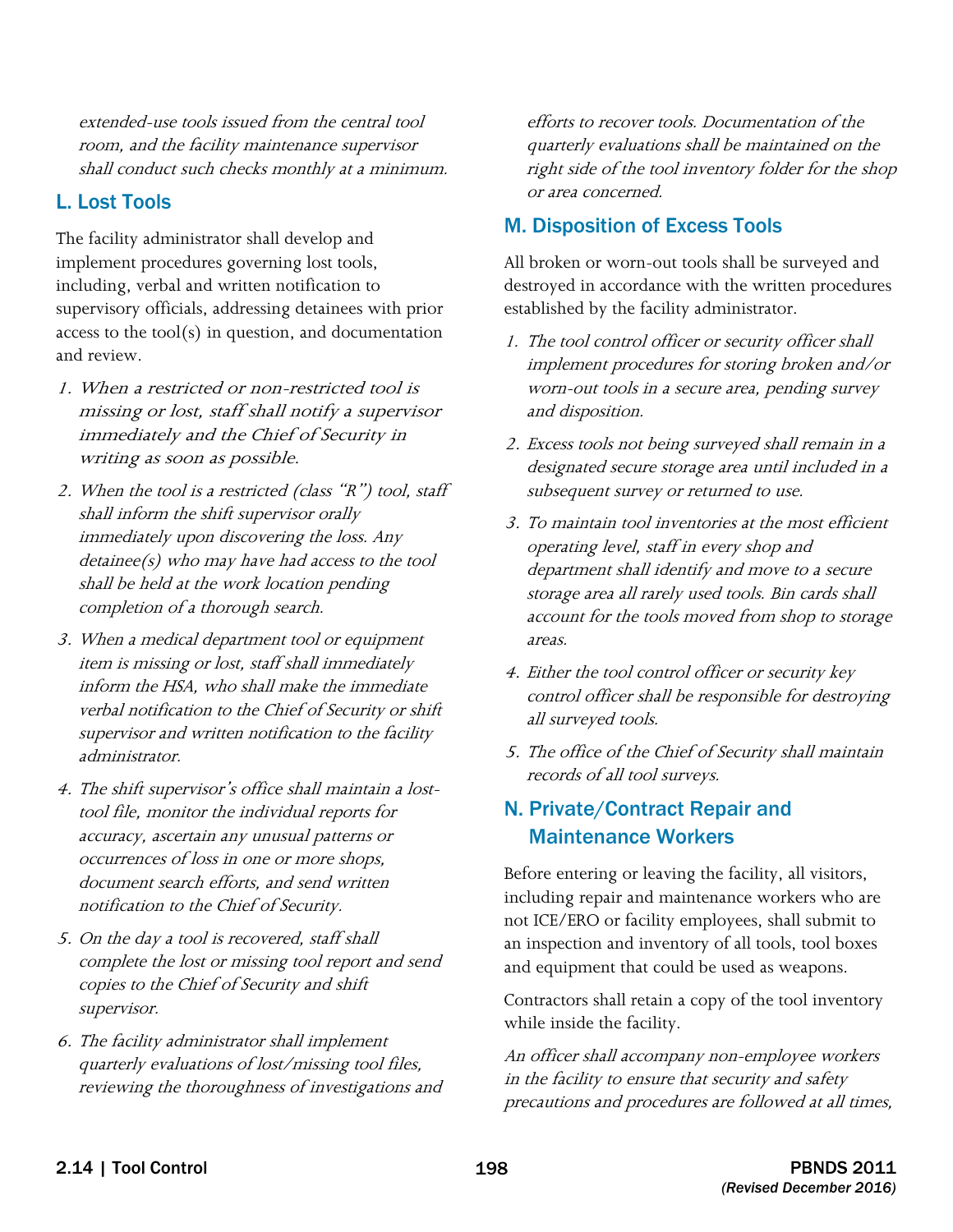*extended-use tools issued from the central tool room, and the facility maintenance supervisor shall conduct such checks monthly at a minimum.*

## L. Lost Tools

The facility administrator shall develop and implement procedures governing lost tools, including, verbal and written notification to supervisory officials, addressing detainees with prior access to the tool(s) in question, and documentation and review.

1. *When a restricted or non-restricted tool is missing or lost, staff shall notify a supervisor immediately and the Chief of Security in writing as soon as possible.*
2. *When the tool is a restricted (class "R") tool, staff shall inform the shift supervisor orally immediately upon discovering the loss. Any detainee(s) who may have had access to the tool shall be held at the work location pending completion of a thorough search.*
3. *When a medical department tool or equipment item is missing or lost, staff shall immediately inform the HSA, who shall make the immediate verbal notification to the Chief of Security or shift supervisor and written notification to the facility administrator.*
4. *The shift supervisor's office shall maintain a lost-tool file, monitor the individual reports for accuracy, ascertain any unusual patterns or occurrences of loss in one or more shops, document search efforts, and send written notification to the Chief of Security.*
5. *On the day a tool is recovered, staff shall complete the lost or missing tool report and send copies to the Chief of Security and shift supervisor.*
6. *The facility administrator shall implement quarterly evaluations of lost/missing tool files, reviewing the thoroughness of investigations and efforts to recover tools. Documentation of the quarterly evaluations shall be maintained on the right side of the tool inventory folder for the shop or area concerned.*

## M. Disposition of Excess Tools

All broken or worn-out tools shall be surveyed and destroyed in accordance with the written procedures established by the facility administrator.

1. *The tool control officer or security officer shall implement procedures for storing broken and/or worn-out tools in a secure area, pending survey and disposition.*
2. *Excess tools not being surveyed shall remain in a designated secure storage area until included in a subsequent survey or returned to use.*
3. *To maintain tool inventories at the most efficient operating level, staff in every shop and department shall identify and move to a secure storage area all rarely used tools. Bin cards shall account for the tools moved from shop to storage areas.*
4. *Either the tool control officer or security key control officer shall be responsible for destroying all surveyed tools.*
5. *The office of the Chief of Security shall maintain records of all tool surveys.*

## N. Private/Contract Repair and Maintenance Workers

Before entering or leaving the facility, all visitors, including repair and maintenance workers who are not ICE/ERO or facility employees, shall submit to an inspection and inventory of all tools, tool boxes and equipment that could be used as weapons.

Contractors shall retain a copy of the tool inventory while inside the facility.

*An officer shall accompany non-employee workers in the facility to ensure that security and safety precautions and procedures are followed at all times,*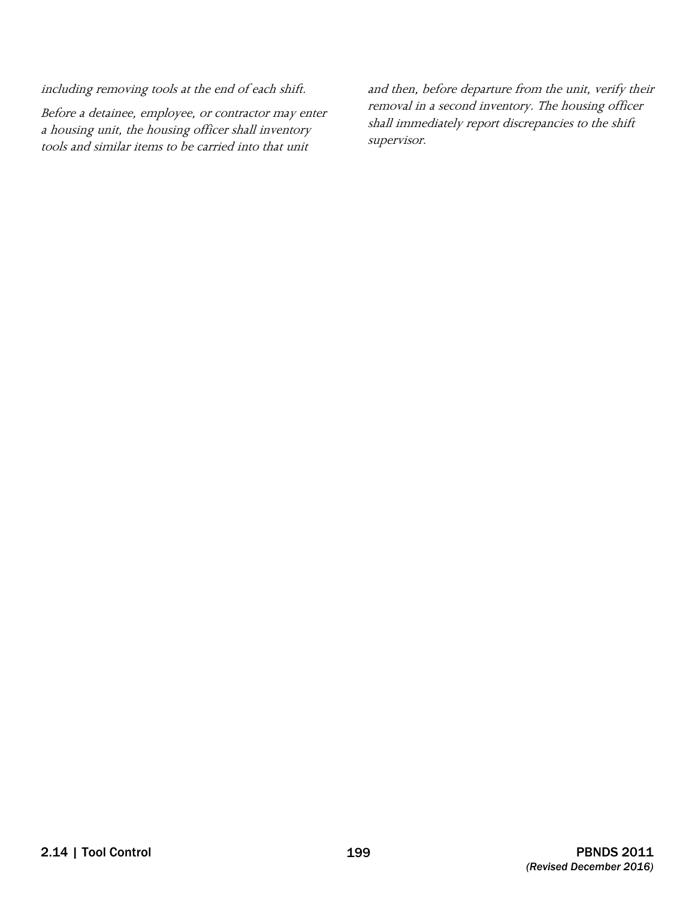*including removing tools at the end of each shift.*

*Before a detainee, employee, or contractor may enter a housing unit, the housing officer shall inventory tools and similar items to be carried into that unit and then, before departure from the unit, verify their removal in a second inventory. The housing officer shall immediately report discrepancies to the shift supervisor.*